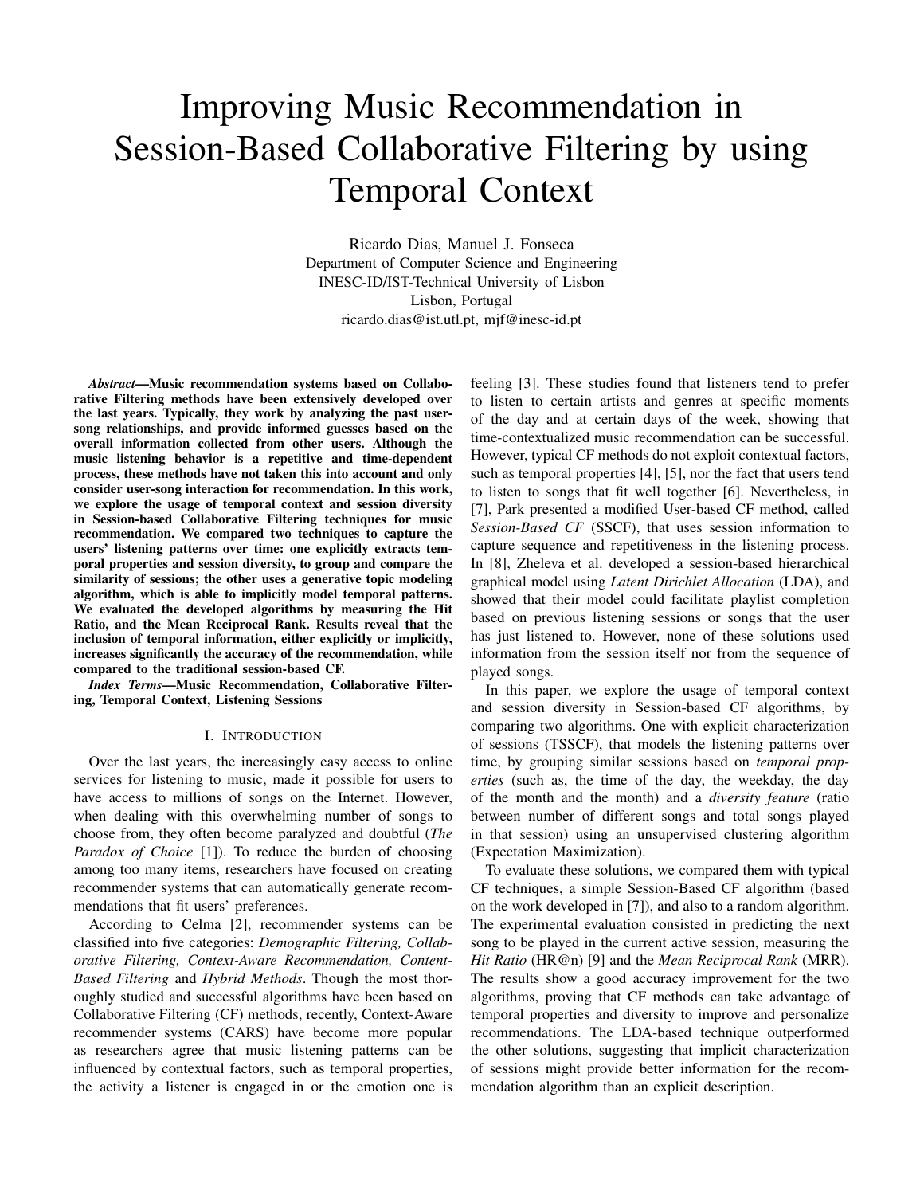# Improving Music Recommendation in Session-Based Collaborative Filtering by using Temporal Context

Ricardo Dias, Manuel J. Fonseca
Department of Computer Science and Engineering
INESC-ID/IST-Technical University of Lisbon
Lisbon, Portugal
ricardo.dias@ist.utl.pt, mjf@inesc-id.pt

***Abstract*—Music recommendation systems based on Collaborative Filtering methods have been extensively developed over the last years. Typically, they work by analyzing the past user-song relationships, and provide informed guesses based on the overall information collected from other users. Although the music listening behavior is a repetitive and time-dependent process, these methods have not taken this into account and only consider user-song interaction for recommendation. In this work, we explore the usage of temporal context and session diversity in Session-based Collaborative Filtering techniques for music recommendation. We compared two techniques to capture the users' listening patterns over time: one explicitly extracts temporal properties and session diversity, to group and compare the similarity of sessions; the other uses a generative topic modeling algorithm, which is able to implicitly model temporal patterns. We evaluated the developed algorithms by measuring the Hit Ratio, and the Mean Reciprocal Rank. Results reveal that the inclusion of temporal information, either explicitly or implicitly, increases significantly the accuracy of the recommendation, while compared to the traditional session-based CF.**

***Index Terms*—Music Recommendation, Collaborative Filtering, Temporal Context, Listening Sessions**

## I. Introduction

Over the last years, the increasingly easy access to online services for listening to music, made it possible for users to have access to millions of songs on the Internet. However, when dealing with this overwhelming number of songs to choose from, they often become paralyzed and doubtful (*The Paradox of Choice* [1]). To reduce the burden of choosing among too many items, researchers have focused on creating recommender systems that can automatically generate recommendations that fit users' preferences.

According to Celma [2], recommender systems can be classified into five categories: *Demographic Filtering, Collaborative Filtering, Context-Aware Recommendation, Content-Based Filtering* and *Hybrid Methods*. Though the most thoroughly studied and successful algorithms have been based on Collaborative Filtering (CF) methods, recently, Context-Aware recommender systems (CARS) have become more popular as researchers agree that music listening patterns can be influenced by contextual factors, such as temporal properties, the activity a listener is engaged in or the emotion one is feeling [3]. These studies found that listeners tend to prefer to listen to certain artists and genres at specific moments of the day and at certain days of the week, showing that time-contextualized music recommendation can be successful. However, typical CF methods do not exploit contextual factors, such as temporal properties [4], [5], nor the fact that users tend to listen to songs that fit well together [6]. Nevertheless, in [7], Park presented a modified User-based CF method, called *Session-Based CF* (SSCF), that uses session information to capture sequence and repetitiveness in the listening process. In [8], Zheleva et al. developed a session-based hierarchical graphical model using *Latent Dirichlet Allocation* (LDA), and showed that their model could facilitate playlist completion based on previous listening sessions or songs that the user has just listened to. However, none of these solutions used information from the session itself nor from the sequence of played songs.

In this paper, we explore the usage of temporal context and session diversity in Session-based CF algorithms, by comparing two algorithms. One with explicit characterization of sessions (TSSCF), that models the listening patterns over time, by grouping similar sessions based on *temporal properties* (such as, the time of the day, the weekday, the day of the month and the month) and a *diversity feature* (ratio between number of different songs and total songs played in that session) using an unsupervised clustering algorithm (Expectation Maximization).

To evaluate these solutions, we compared them with typical CF techniques, a simple Session-Based CF algorithm (based on the work developed in [7]), and also to a random algorithm. The experimental evaluation consisted in predicting the next song to be played in the current active session, measuring the *Hit Ratio* (HR@n) [9] and the *Mean Reciprocal Rank* (MRR). The results show a good accuracy improvement for the two algorithms, proving that CF methods can take advantage of temporal properties and diversity to improve and personalize recommendations. The LDA-based technique outperformed the other solutions, suggesting that implicit characterization of sessions might provide better information for the recommendation algorithm than an explicit description.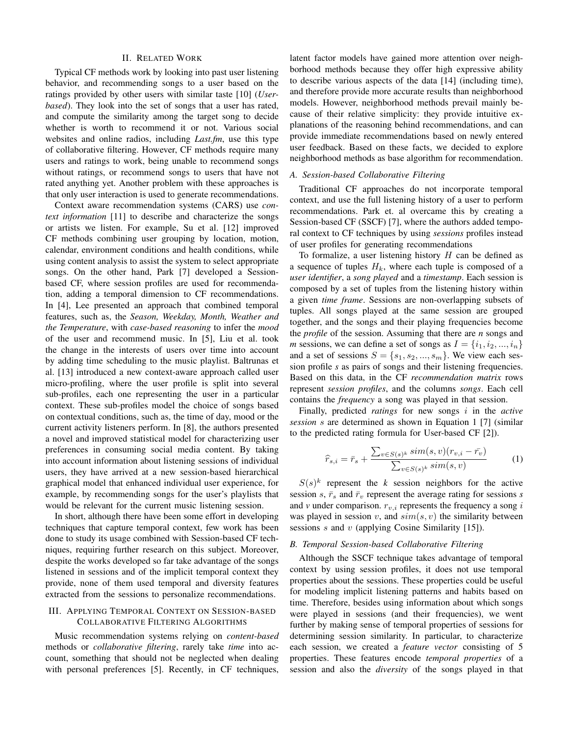## II. Related Work

Typical CF methods work by looking into past user listening behavior, and recommending songs to a user based on the ratings provided by other users with similar taste [10] (*User-based*). They look into the set of songs that a user has rated, and compute the similarity among the target song to decide whether is worth to recommend it or not. Various social websites and online radios, including *Last.fm*, use this type of collaborative filtering. However, CF methods require many users and ratings to work, being unable to recommend songs without ratings, or recommend songs to users that have not rated anything yet. Another problem with these approaches is that only user interaction is used to generate recommendations.

Context aware recommendation systems (CARS) use *context information* [11] to describe and characterize the songs or artists we listen. For example, Su et al. [12] improved CF methods combining user grouping by location, motion, calendar, environment conditions and health conditions, while using content analysis to assist the system to select appropriate songs. On the other hand, Park [7] developed a Session-based CF, where session profiles are used for recommendation, adding a temporal dimension to CF recommendations. In [4], Lee presented an approach that combined temporal features, such as, the *Season, Weekday, Month, Weather and the Temperature*, with *case-based reasoning* to infer the *mood* of the user and recommend music. In [5], Liu et al. took the change in the interests of users over time into account by adding time scheduling to the music playlist. Baltrunas et al. [13] introduced a new context-aware approach called user micro-profiling, where the user profile is split into several sub-profiles, each one representing the user in a particular context. These sub-profiles model the choice of songs based on contextual conditions, such as, the time of day, mood or the current activity listeners perform. In [8], the authors presented a novel and improved statistical model for characterizing user preferences in consuming social media content. By taking into account information about listening sessions of individual users, they have arrived at a new session-based hierarchical graphical model that enhanced individual user experience, for example, by recommending songs for the user's playlists that would be relevant for the current music listening session.

In short, although there have been some effort in developing techniques that capture temporal context, few work has been done to study its usage combined with Session-based CF techniques, requiring further research on this subject. Moreover, despite the works developed so far take advantage of the songs listened in sessions and of the implicit temporal context they provide, none of them used temporal and diversity features extracted from the sessions to personalize recommendations.

## III. Applying Temporal Context on Session-based Collaborative Filtering Algorithms

Music recommendation systems relying on *content-based* methods or *collaborative filtering*, rarely take *time* into account, something that should not be neglected when dealing with personal preferences [5]. Recently, in CF techniques, latent factor models have gained more attention over neighborhood methods because they offer high expressive ability to describe various aspects of the data [14] (including time), and therefore provide more accurate results than neighborhood models. However, neighborhood methods prevail mainly because of their relative simplicity: they provide intuitive explanations of the reasoning behind recommendations, and can provide immediate recommendations based on newly entered user feedback. Based on these facts, we decided to explore neighborhood methods as base algorithm for recommendation.

### A. Session-based Collaborative Filtering

Traditional CF approaches do not incorporate temporal context, and use the full listening history of a user to perform recommendations. Park et. al overcame this by creating a Session-based CF (SSCF) [7], where the authors added temporal context to CF techniques by using *sessions* profiles instead of user profiles for generating recommendations

To formalize, a user listening history $H$ can be defined as a sequence of tuples $H_k$, where each tuple is composed of a *user identifier*, a *song played* and a *timestamp*. Each session is composed by a set of tuples from the listening history within a given *time frame*. Sessions are non-overlapping subsets of tuples. All songs played at the same session are grouped together, and the songs and their playing frequencies become the *profile* of the session. Assuming that there are $n$ songs and $m$ sessions, we can define a set of songs as $I = \{i_1, i_2, ..., i_n\}$ and a set of sessions $S = \{s_1, s_2, ..., s_m\}$. We view each session profile $s$ as pairs of songs and their listening frequencies. Based on this data, in the CF *recommendation matrix* rows represent *session profiles*, and the columns *songs*. Each cell contains the *frequency* a song was played in that session.

Finally, predicted *ratings* for new songs $i$ in the *active session* $s$ are determined as shown in Equation 1 [7] (similar to the predicted rating formula for User-based CF [2]).

$$\widehat{r}_{s,i} = \bar{r}_s + \frac{\sum_{v \in S(s)^k} sim(s,v)(r_{v,i} - \bar{r_v})}{\sum_{v \in S(s)^k} sim(s,v)} \quad (1)$$

$S(s)^k$ represent the $k$ session neighbors for the active session $s$, $\bar{r}_s$ and $\bar{r}_v$ represent the average rating for sessions $s$ and $v$ under comparison. $r_{v,i}$ represents the frequency a song $i$ was played in session $v$, and $sim(s, v)$ the similarity between sessions $s$ and $v$ (applying Cosine Similarity [15]).

### B. Temporal Session-based Collaborative Filtering

Although the SSCF technique takes advantage of temporal context by using session profiles, it does not use temporal properties about the sessions. These properties could be useful for modeling implicit listening patterns and habits based on time. Therefore, besides using information about which songs were played in sessions (and their frequencies), we went further by making sense of temporal properties of sessions for determining session similarity. In particular, to characterize each session, we created a *feature vector* consisting of 5 properties. These features encode *temporal properties* of a session and also the *diversity* of the songs played in that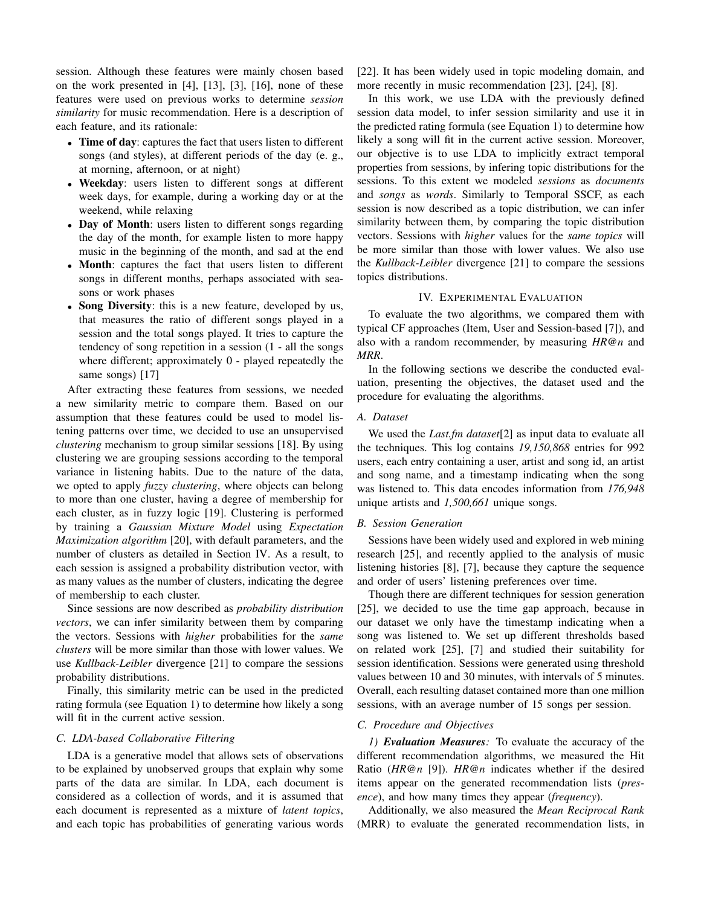session. Although these features were mainly chosen based on the work presented in [4], [13], [3], [16], none of these features were used on previous works to determine *session similarity* for music recommendation. Here is a description of each feature, and its rationale:

- **Time of day**: captures the fact that users listen to different songs (and styles), at different periods of the day (e. g., at morning, afternoon, or at night)
- **Weekday**: users listen to different songs at different week days, for example, during a working day or at the weekend, while relaxing
- **Day of Month**: users listen to different songs regarding the day of the month, for example listen to more happy music in the beginning of the month, and sad at the end
- **Month**: captures the fact that users listen to different songs in different months, perhaps associated with seasons or work phases
- **Song Diversity**: this is a new feature, developed by us, that measures the ratio of different songs played in a session and the total songs played. It tries to capture the tendency of song repetition in a session (1 - all the songs where different; approximately 0 - played repeatedly the same songs) [17]

After extracting these features from sessions, we needed a new similarity metric to compare them. Based on our assumption that these features could be used to model listening patterns over time, we decided to use an unsupervised *clustering* mechanism to group similar sessions [18]. By using clustering we are grouping sessions according to the temporal variance in listening habits. Due to the nature of the data, we opted to apply *fuzzy clustering*, where objects can belong to more than one cluster, having a degree of membership for each cluster, as in fuzzy logic [19]. Clustering is performed by training a *Gaussian Mixture Model* using *Expectation Maximization algorithm* [20], with default parameters, and the number of clusters as detailed in Section IV. As a result, to each session is assigned a probability distribution vector, with as many values as the number of clusters, indicating the degree of membership to each cluster.

Since sessions are now described as *probability distribution vectors*, we can infer similarity between them by comparing the vectors. Sessions with *higher* probabilities for the *same clusters* will be more similar than those with lower values. We use *Kullback-Leibler* divergence [21] to compare the sessions probability distributions.

Finally, this similarity metric can be used in the predicted rating formula (see Equation 1) to determine how likely a song will fit in the current active session.

### C. LDA-based Collaborative Filtering

LDA is a generative model that allows sets of observations to be explained by unobserved groups that explain why some parts of the data are similar. In LDA, each document is considered as a collection of words, and it is assumed that each document is represented as a mixture of *latent topics*, and each topic has probabilities of generating various words [22]. It has been widely used in topic modeling domain, and more recently in music recommendation [23], [24], [8].

In this work, we use LDA with the previously defined session data model, to infer session similarity and use it in the predicted rating formula (see Equation 1) to determine how likely a song will fit in the current active session. Moreover, our objective is to use LDA to implicitly extract temporal properties from sessions, by infering topic distributions for the sessions. To this extent we modeled *sessions* as *documents* and *songs* as *words*. Similarly to Temporal SSCF, as each session is now described as a topic distribution, we can infer similarity between them, by comparing the topic distribution vectors. Sessions with *higher* values for the *same topics* will be more similar than those with lower values. We also use the *Kullback-Leibler* divergence [21] to compare the sessions topics distributions.

## IV. Experimental Evaluation

To evaluate the two algorithms, we compared them with typical CF approaches (Item, User and Session-based [7]), and also with a random recommender, by measuring *HR@n* and *MRR*.

In the following sections we describe the conducted evaluation, presenting the objectives, the dataset used and the procedure for evaluating the algorithms.

### A. Dataset

We used the *Last.fm dataset*[2] as input data to evaluate all the techniques. This log contains *19,150,868* entries for 992 users, each entry containing a user, artist and song id, an artist and song name, and a timestamp indicating when the song was listened to. This data encodes information from *176,948* unique artists and *1,500,661* unique songs.

### B. Session Generation

Sessions have been widely used and explored in web mining research [25], and recently applied to the analysis of music listening histories [8], [7], because they capture the sequence and order of users' listening preferences over time.

Though there are different techniques for session generation [25], we decided to use the time gap approach, because in our dataset we only have the timestamp indicating when a song was listened to. We set up different thresholds based on related work [25], [7] and studied their suitability for session identification. Sessions were generated using threshold values between 10 and 30 minutes, with intervals of 5 minutes. Overall, each resulting dataset contained more than one million sessions, with an average number of 15 songs per session.

### C. Procedure and Objectives

*1) **Evaluation Measures**:* To evaluate the accuracy of the different recommendation algorithms, we measured the Hit Ratio (*HR@n* [9]). *HR@n* indicates whether if the desired items appear on the generated recommendation lists (*presence*), and how many times they appear (*frequency*).

Additionally, we also measured the *Mean Reciprocal Rank* (MRR) to evaluate the generated recommendation lists, in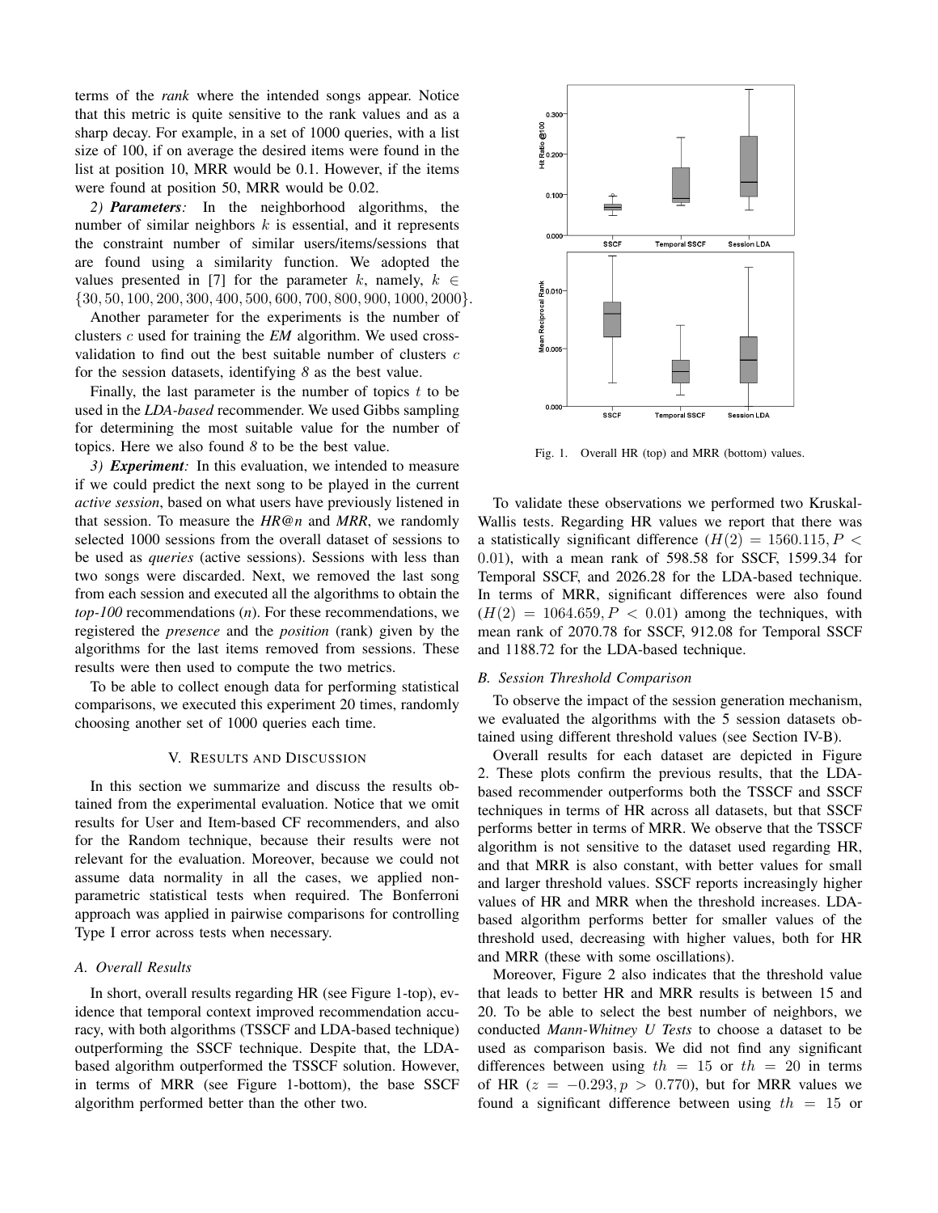terms of the *rank* where the intended songs appear. Notice that this metric is quite sensitive to the rank values and as a sharp decay. For example, in a set of 1000 queries, with a list size of 100, if on average the desired items were found in the list at position 10, MRR would be 0.1. However, if the items were found at position 50, MRR would be 0.02.

*2)* ***Parameters****:* In the neighborhood algorithms, the number of similar neighbors $k$ is essential, and it represents the constraint number of similar users/items/sessions that are found using a similarity function. We adopted the values presented in [7] for the parameter $k$, namely, $k \in \{30, 50, 100, 200, 300, 400, 500, 600, 700, 800, 900, 1000, 2000\}$.

Another parameter for the experiments is the number of clusters $c$ used for training the *EM* algorithm. We used cross-validation to find out the best suitable number of clusters $c$ for the session datasets, identifying *8* as the best value.

Finally, the last parameter is the number of topics $t$ to be used in the *LDA-based* recommender. We used Gibbs sampling for determining the most suitable value for the number of topics. Here we also found *8* to be the best value.

*3)* ***Experiment****:* In this evaluation, we intended to measure if we could predict the next song to be played in the current *active session*, based on what users have previously listened in that session. To measure the *HR@n* and *MRR*, we randomly selected 1000 sessions from the overall dataset of sessions to be used as *queries* (active sessions). Sessions with less than two songs were discarded. Next, we removed the last song from each session and executed all the algorithms to obtain the *top-100* recommendations (*n*). For these recommendations, we registered the *presence* and the *position* (rank) given by the algorithms for the last items removed from sessions. These results were then used to compute the two metrics.

To be able to collect enough data for performing statistical comparisons, we executed this experiment 20 times, randomly choosing another set of 1000 queries each time.

## V. Results and Discussion

In this section we summarize and discuss the results obtained from the experimental evaluation. Notice that we omit results for User and Item-based CF recommenders, and also for the Random technique, because their results were not relevant for the evaluation. Moreover, because we could not assume data normality in all the cases, we applied non-parametric statistical tests when required. The Bonferroni approach was applied in pairwise comparisons for controlling Type I error across tests when necessary.

### A. Overall Results

In short, overall results regarding HR (see Figure 1-top), evidence that temporal context improved recommendation accuracy, with both algorithms (TSSCF and LDA-based technique) outperforming the SSCF technique. Despite that, the LDA-based algorithm outperformed the TSSCF solution. However, in terms of MRR (see Figure 1-bottom), the base SSCF algorithm performed better than the other two.

Fig. 1. Overall HR (top) and MRR (bottom) values.

To validate these observations we performed two Kruskal-Wallis tests. Regarding HR values we report that there was a statistically significant difference ($H(2) = 1560.115, P < 0.01$), with a mean rank of 598.58 for SSCF, 1599.34 for Temporal SSCF, and 2026.28 for the LDA-based technique. In terms of MRR, significant differences were also found ($H(2) = 1064.659, P < 0.01$) among the techniques, with mean rank of 2070.78 for SSCF, 912.08 for Temporal SSCF and 1188.72 for the LDA-based technique.

### B. Session Threshold Comparison

To observe the impact of the session generation mechanism, we evaluated the algorithms with the 5 session datasets obtained using different threshold values (see Section IV-B).

Overall results for each dataset are depicted in Figure 2. These plots confirm the previous results, that the LDA-based recommender outperforms both the TSSCF and SSCF techniques in terms of HR across all datasets, but that SSCF performs better in terms of MRR. We observe that the TSSCF algorithm is not sensitive to the dataset used regarding HR, and that MRR is also constant, with better values for small and larger threshold values. SSCF reports increasingly higher values of HR and MRR when the threshold increases. LDA-based algorithm performs better for smaller values of the threshold used, decreasing with higher values, both for HR and MRR (these with some oscillations).

Moreover, Figure 2 also indicates that the threshold value that leads to better HR and MRR results is between 15 and 20. To be able to select the best number of neighbors, we conducted *Mann-Whitney U Tests* to choose a dataset to be used as comparison basis. We did not find any significant differences between using $th = 15$ or $th = 20$ in terms of HR ($z = -0.293, p > 0.770$), but for MRR values we found a significant difference between using $th = 15$ or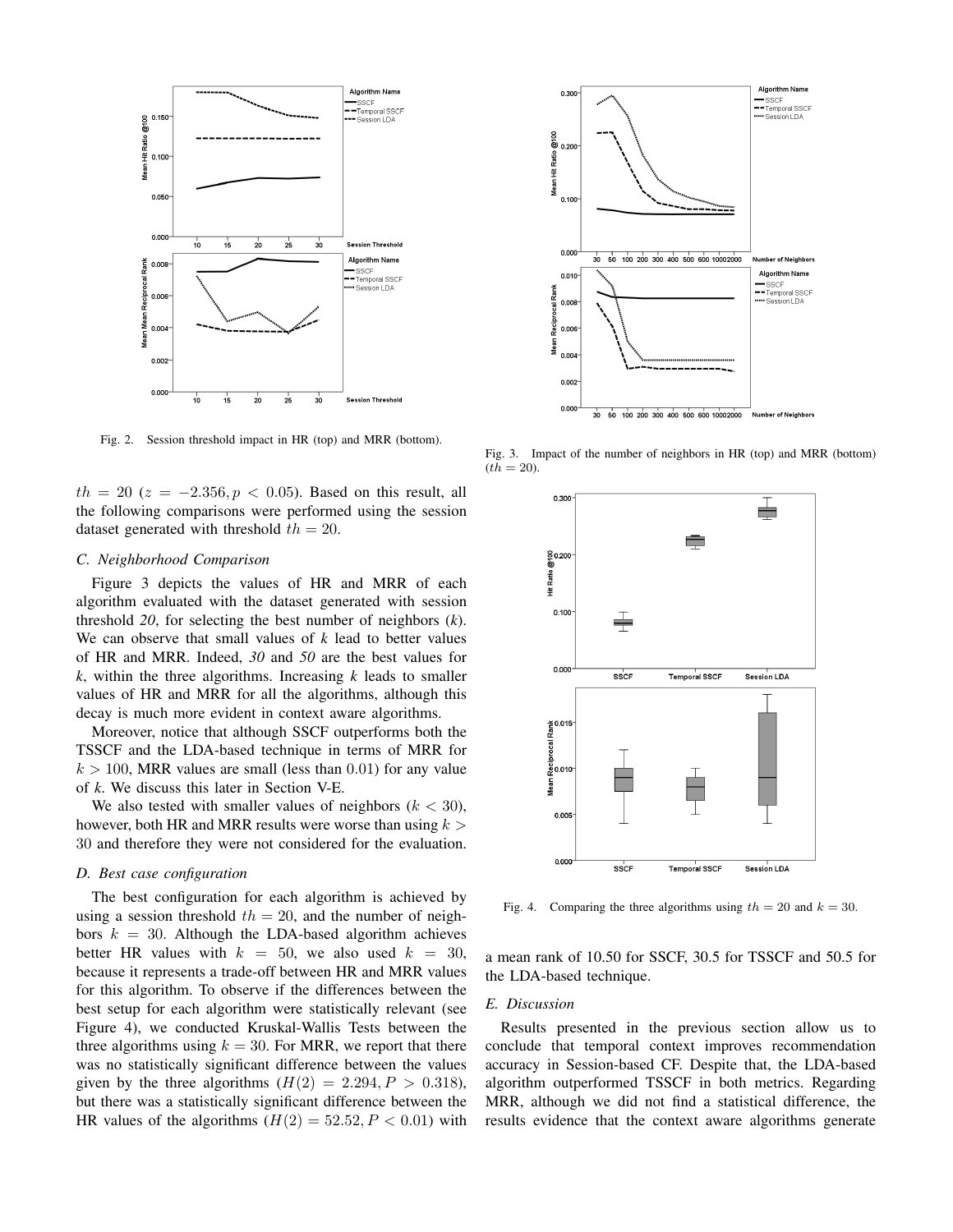Fig. 2. Session threshold impact in HR (top) and MRR (bottom).

Fig. 3. Impact of the number of neighbors in HR (top) and MRR (bottom) ($th = 20$).

Fig. 4. Comparing the three algorithms using $th = 20$ and $k = 30$.

$th = 20$ ($z = -2.356, p < 0.05$). Based on this result, all the following comparisons were performed using the session dataset generated with threshold $th = 20$.

### C. Neighborhood Comparison

Figure 3 depicts the values of HR and MRR of each algorithm evaluated with the dataset generated with session threshold *20*, for selecting the best number of neighbors (*k*). We can observe that small values of *k* lead to better values of HR and MRR. Indeed, *30* and *50* are the best values for *k*, within the three algorithms. Increasing *k* leads to smaller values of HR and MRR for all the algorithms, although this decay is much more evident in context aware algorithms.

Moreover, notice that although SSCF outperforms both the TSSCF and the LDA-based technique in terms of MRR for $k > 100$, MRR values are small (less than $0.01$) for any value of *k*. We discuss this later in Section V-E.

We also tested with smaller values of neighbors ($k < 30$), however, both HR and MRR results were worse than using $k > 30$ and therefore they were not considered for the evaluation.

### D. Best case configuration

The best configuration for each algorithm is achieved by using a session threshold $th = 20$, and the number of neighbors $k = 30$. Although the LDA-based algorithm achieves better HR values with $k = 50$, we also used $k = 30$, because it represents a trade-off between HR and MRR values for this algorithm. To observe if the differences between the best setup for each algorithm were statistically relevant (see Figure 4), we conducted Kruskal-Wallis Tests between the three algorithms using $k = 30$. For MRR, we report that there was no statistically significant difference between the values given by the three algorithms ($H(2) = 2.294, P > 0.318$), but there was a statistically significant difference between the HR values of the algorithms ($H(2) = 52.52, P < 0.01$) with a mean rank of 10.50 for SSCF, 30.5 for TSSCF and 50.5 for the LDA-based technique.

### E. Discussion

Results presented in the previous section allow us to conclude that temporal context improves recommendation accuracy in Session-based CF. Despite that, the LDA-based algorithm outperformed TSSCF in both metrics. Regarding MRR, although we did not find a statistical difference, the results evidence that the context aware algorithms generate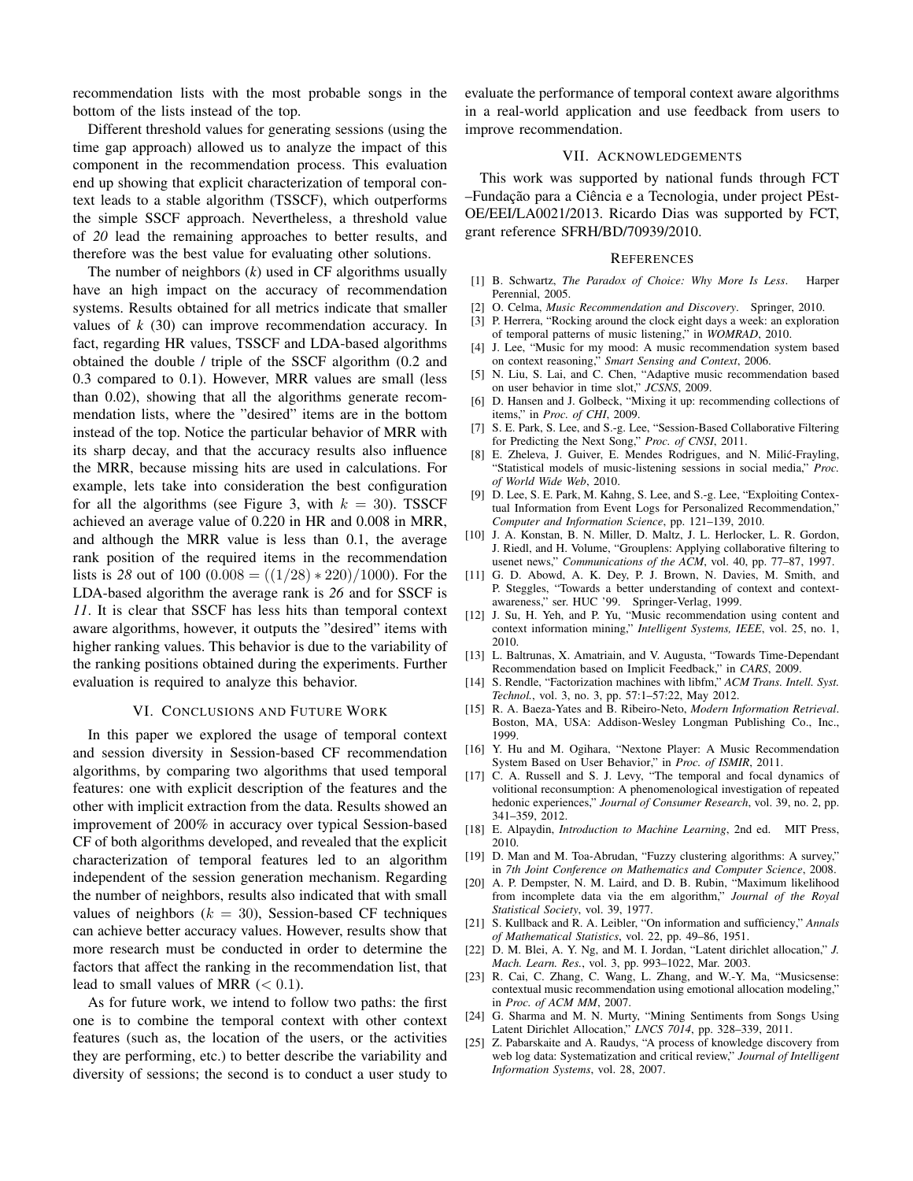recommendation lists with the most probable songs in the bottom of the lists instead of the top.

Different threshold values for generating sessions (using the time gap approach) allowed us to analyze the impact of this component in the recommendation process. This evaluation end up showing that explicit characterization of temporal context leads to a stable algorithm (TSSCF), which outperforms the simple SSCF approach. Nevertheless, a threshold value of *20* lead the remaining approaches to better results, and therefore was the best value for evaluating other solutions.

The number of neighbors ($k$) used in CF algorithms usually have an high impact on the accuracy of recommendation systems. Results obtained for all metrics indicate that smaller values of $k$ (30) can improve recommendation accuracy. In fact, regarding HR values, TSSCF and LDA-based algorithms obtained the double / triple of the SSCF algorithm (0.2 and 0.3 compared to 0.1). However, MRR values are small (less than 0.02), showing that all the algorithms generate recommendation lists, where the "desired" items are in the bottom instead of the top. Notice the particular behavior of MRR with its sharp decay, and that the accuracy results also influence the MRR, because missing hits are used in calculations. For example, lets take into consideration the best configuration for all the algorithms (see Figure 3, with $k = 30$). TSSCF achieved an average value of 0.220 in HR and 0.008 in MRR, and although the MRR value is less than 0.1, the average rank position of the required items in the recommendation lists is *28* out of 100 ($0.008 = ((1/28) * 220)/1000$). For the LDA-based algorithm the average rank is *26* and for SSCF is *11*. It is clear that SSCF has less hits than temporal context aware algorithms, however, it outputs the "desired" items with higher ranking values. This behavior is due to the variability of the ranking positions obtained during the experiments. Further evaluation is required to analyze this behavior.

## VI. Conclusions and Future Work

In this paper we explored the usage of temporal context and session diversity in Session-based CF recommendation algorithms, by comparing two algorithms that used temporal features: one with explicit description of the features and the other with implicit extraction from the data. Results showed an improvement of 200% in accuracy over typical Session-based CF of both algorithms developed, and revealed that the explicit characterization of temporal features led to an algorithm independent of the session generation mechanism. Regarding the number of neighbors, results also indicated that with small values of neighbors ($k = 30$), Session-based CF techniques can achieve better accuracy values. However, results show that more research must be conducted in order to determine the factors that affect the ranking in the recommendation list, that lead to small values of MRR ($< 0.1$).

As for future work, we intend to follow two paths: the first one is to combine the temporal context with other context features (such as, the location of the users, or the activities they are performing, etc.) to better describe the variability and diversity of sessions; the second is to conduct a user study to evaluate the performance of temporal context aware algorithms in a real-world application and use feedback from users to improve recommendation.

## VII. Acknowledgements

This work was supported by national funds through FCT –Fundação para a Ciência e a Tecnologia, under project PEst-OE/EEI/LA0021/2013. Ricardo Dias was supported by FCT, grant reference SFRH/BD/70939/2010.

## References

[1] B. Schwartz, *The Paradox of Choice: Why More Is Less*. Harper Perennial, 2005.

[2] O. Celma, *Music Recommendation and Discovery*. Springer, 2010.

[3] P. Herrera, "Rocking around the clock eight days a week: an exploration of temporal patterns of music listening," in *WOMRAD*, 2010.

[4] J. Lee, "Music for my mood: A music recommendation system based on context reasoning," *Smart Sensing and Context*, 2006.

[5] N. Liu, S. Lai, and C. Chen, "Adaptive music recommendation based on user behavior in time slot," *JCSNS*, 2009.

[6] D. Hansen and J. Golbeck, "Mixing it up: recommending collections of items," in *Proc. of CHI*, 2009.

[7] S. E. Park, S. Lee, and S.-g. Lee, "Session-Based Collaborative Filtering for Predicting the Next Song," *Proc. of CNSI*, 2011.

[8] E. Zheleva, J. Guiver, E. Mendes Rodrigues, and N. Milić-Frayling, "Statistical models of music-listening sessions in social media," *Proc. of World Wide Web*, 2010.

[9] D. Lee, S. E. Park, M. Kahng, S. Lee, and S.-g. Lee, "Exploiting Contextual Information from Event Logs for Personalized Recommendation," *Computer and Information Science*, pp. 121–139, 2010.

[10] J. A. Konstan, B. N. Miller, D. Maltz, J. L. Herlocker, L. R. Gordon, J. Riedl, and H. Volume, "Grouplens: Applying collaborative filtering to usenet news," *Communications of the ACM*, vol. 40, pp. 77–87, 1997.

[11] G. D. Abowd, A. K. Dey, P. J. Brown, N. Davies, M. Smith, and P. Steggles, "Towards a better understanding of context and context-awareness," ser. HUC '99. Springer-Verlag, 1999.

[12] J. Su, H. Yeh, and P. Yu, "Music recommendation using content and context information mining," *Intelligent Systems, IEEE*, vol. 25, no. 1, 2010.

[13] L. Baltrunas, X. Amatriain, and V. Augusta, "Towards Time-Dependant Recommendation based on Implicit Feedback," in *CARS*, 2009.

[14] S. Rendle, "Factorization machines with libfm," *ACM Trans. Intell. Syst. Technol.*, vol. 3, no. 3, pp. 57:1–57:22, May 2012.

[15] R. A. Baeza-Yates and B. Ribeiro-Neto, *Modern Information Retrieval*. Boston, MA, USA: Addison-Wesley Longman Publishing Co., Inc., 1999.

[16] Y. Hu and M. Ogihara, "Nextone Player: A Music Recommendation System Based on User Behavior," in *Proc. of ISMIR*, 2011.

[17] C. A. Russell and S. J. Levy, "The temporal and focal dynamics of volitional reconsumption: A phenomenological investigation of repeated hedonic experiences," *Journal of Consumer Research*, vol. 39, no. 2, pp. 341–359, 2012.

[18] E. Alpaydin, *Introduction to Machine Learning*, 2nd ed. MIT Press, 2010.

[19] D. Man and M. Toa-Abrudan, "Fuzzy clustering algorithms: A survey," in *7th Joint Conference on Mathematics and Computer Science*, 2008.

[20] A. P. Dempster, N. M. Laird, and D. B. Rubin, "Maximum likelihood from incomplete data via the em algorithm," *Journal of the Royal Statistical Society*, vol. 39, 1977.

[21] S. Kullback and R. A. Leibler, "On information and sufficiency," *Annals of Mathematical Statistics*, vol. 22, pp. 49–86, 1951.

[22] D. M. Blei, A. Y. Ng, and M. I. Jordan, "Latent dirichlet allocation," *J. Mach. Learn. Res.*, vol. 3, pp. 993–1022, Mar. 2003.

[23] R. Cai, C. Zhang, C. Wang, L. Zhang, and W.-Y. Ma, "Musicsense: contextual music recommendation using emotional allocation modeling," in *Proc. of ACM MM*, 2007.

[24] G. Sharma and M. N. Murty, "Mining Sentiments from Songs Using Latent Dirichlet Allocation," *LNCS 7014*, pp. 328–339, 2011.

[25] Z. Pabarskaite and A. Raudys, "A process of knowledge discovery from web log data: Systematization and critical review," *Journal of Intelligent Information Systems*, vol. 28, 2007.